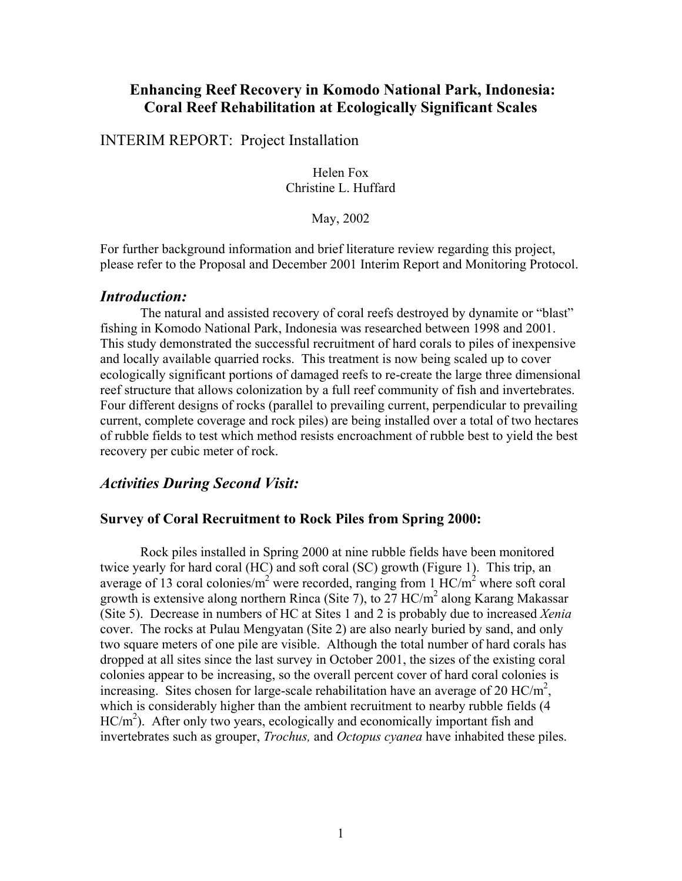# Enhancing Reef Recovery in Komodo National Park, Indonesia: Coral Reef Rehabilitation at Ecologically Significant Scales

## INTERIM REPORT: Project Installation

Helen Fox
Christine L. Huffard

May, 2002

For further background information and brief literature review regarding this project, please refer to the Proposal and December 2001 Interim Report and Monitoring Protocol.

## *Introduction:*

The natural and assisted recovery of coral reefs destroyed by dynamite or "blast" fishing in Komodo National Park, Indonesia was researched between 1998 and 2001. This study demonstrated the successful recruitment of hard corals to piles of inexpensive and locally available quarried rocks. This treatment is now being scaled up to cover ecologically significant portions of damaged reefs to re-create the large three dimensional reef structure that allows colonization by a full reef community of fish and invertebrates. Four different designs of rocks (parallel to prevailing current, perpendicular to prevailing current, complete coverage and rock piles) are being installed over a total of two hectares of rubble fields to test which method resists encroachment of rubble best to yield the best recovery per cubic meter of rock.

## *Activities During Second Visit:*

### Survey of Coral Recruitment to Rock Piles from Spring 2000:

Rock piles installed in Spring 2000 at nine rubble fields have been monitored twice yearly for hard coral (HC) and soft coral (SC) growth (Figure 1). This trip, an average of 13 coral colonies/$m^2$ were recorded, ranging from 1 HC/$m^2$ where soft coral growth is extensive along northern Rinca (Site 7), to 27 HC/$m^2$ along Karang Makassar (Site 5). Decrease in numbers of HC at Sites 1 and 2 is probably due to increased *Xenia* cover. The rocks at Pulau Mengyatan (Site 2) are also nearly buried by sand, and only two square meters of one pile are visible. Although the total number of hard corals has dropped at all sites since the last survey in October 2001, the sizes of the existing coral colonies appear to be increasing, so the overall percent cover of hard coral colonies is increasing. Sites chosen for large-scale rehabilitation have an average of 20 HC/$m^2$, which is considerably higher than the ambient recruitment to nearby rubble fields (4 HC/$m^2$). After only two years, ecologically and economically important fish and invertebrates such as grouper, *Trochus,* and *Octopus cyanea* have inhabited these piles.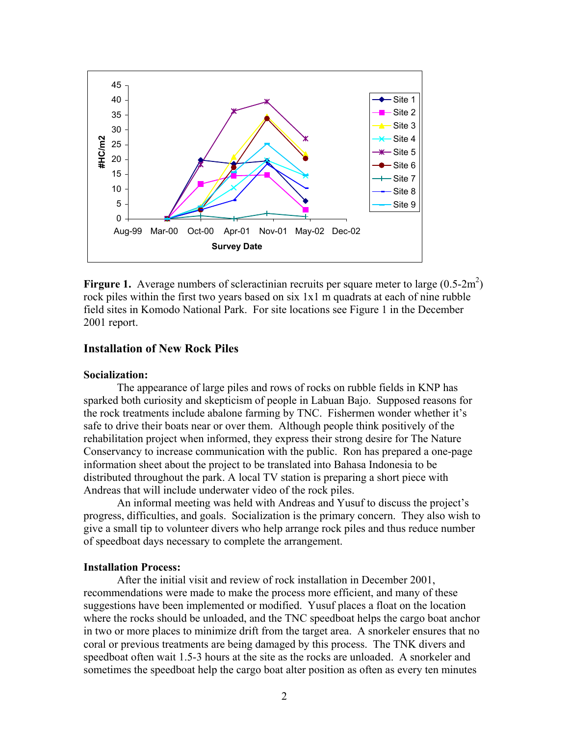**Figure 1.** Average numbers of scleractinian recruits per square meter to large (0.5-2m$^2$) rock piles within the first two years based on six 1x1 m quadrats at each of nine rubble field sites in Komodo National Park. For site locations see Figure 1 in the December 2001 report.

## Installation of New Rock Piles

### Socialization:

The appearance of large piles and rows of rocks on rubble fields in KNP has sparked both curiosity and skepticism of people in Labuan Bajo. Supposed reasons for the rock treatments include abalone farming by TNC. Fishermen wonder whether it's safe to drive their boats near or over them. Although people think positively of the rehabilitation project when informed, they express their strong desire for The Nature Conservancy to increase communication with the public. Ron has prepared a one-page information sheet about the project to be translated into Bahasa Indonesia to be distributed throughout the park. A local TV station is preparing a short piece with Andreas that will include underwater video of the rock piles.

An informal meeting was held with Andreas and Yusuf to discuss the project's progress, difficulties, and goals. Socialization is the primary concern. They also wish to give a small tip to volunteer divers who help arrange rock piles and thus reduce number of speedboat days necessary to complete the arrangement.

### Installation Process:

After the initial visit and review of rock installation in December 2001, recommendations were made to make the process more efficient, and many of these suggestions have been implemented or modified. Yusuf places a float on the location where the rocks should be unloaded, and the TNC speedboat helps the cargo boat anchor in two or more places to minimize drift from the target area. A snorkeler ensures that no coral or previous treatments are being damaged by this process. The TNK divers and speedboat often wait 1.5-3 hours at the site as the rocks are unloaded. A snorkeler and sometimes the speedboat help the cargo boat alter position as often as every ten minutes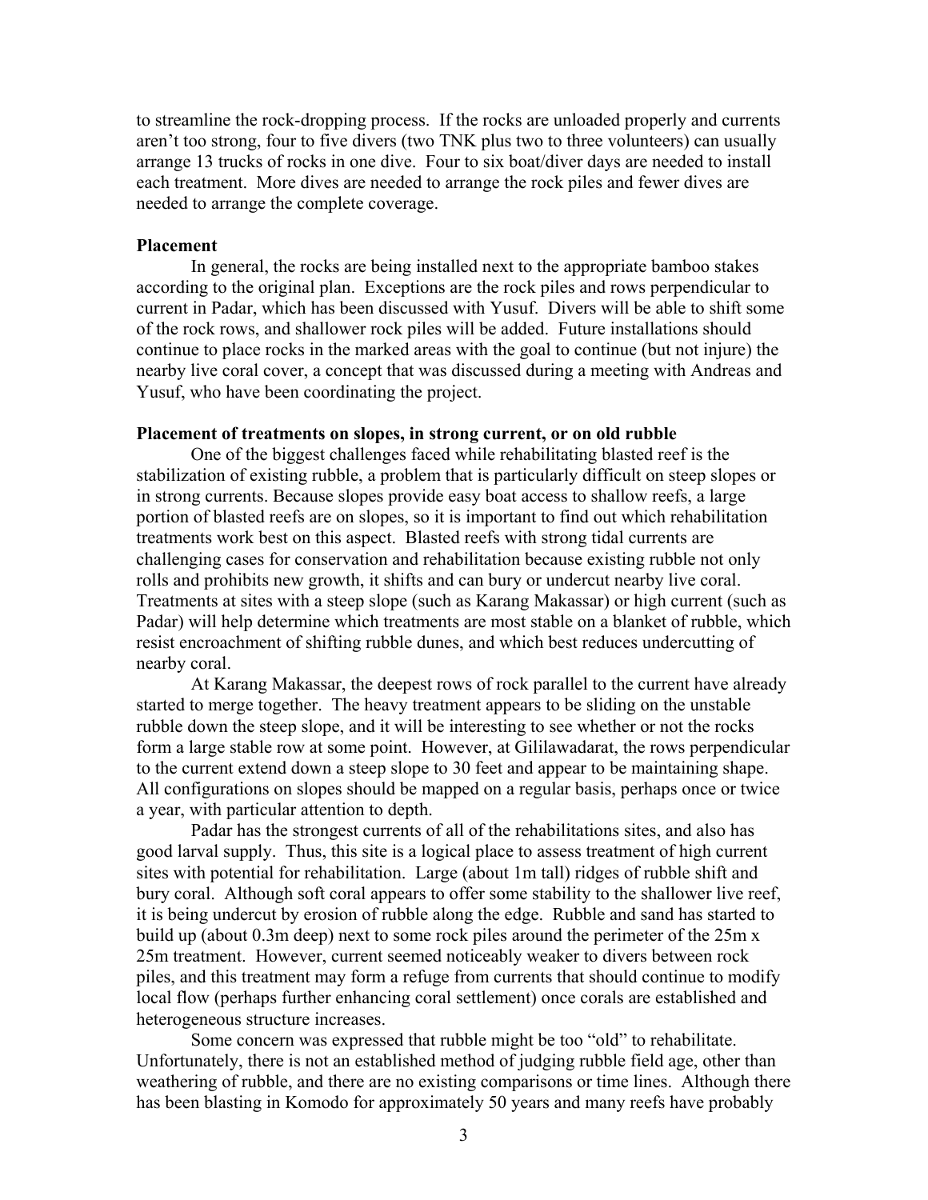to streamline the rock-dropping process. If the rocks are unloaded properly and currents aren't too strong, four to five divers (two TNK plus two to three volunteers) can usually arrange 13 trucks of rocks in one dive. Four to six boat/diver days are needed to install each treatment. More dives are needed to arrange the rock piles and fewer dives are needed to arrange the complete coverage.

**Placement**

In general, the rocks are being installed next to the appropriate bamboo stakes according to the original plan. Exceptions are the rock piles and rows perpendicular to current in Padar, which has been discussed with Yusuf. Divers will be able to shift some of the rock rows, and shallower rock piles will be added. Future installations should continue to place rocks in the marked areas with the goal to continue (but not injure) the nearby live coral cover, a concept that was discussed during a meeting with Andreas and Yusuf, who have been coordinating the project.

**Placement of treatments on slopes, in strong current, or on old rubble**

One of the biggest challenges faced while rehabilitating blasted reef is the stabilization of existing rubble, a problem that is particularly difficult on steep slopes or in strong currents. Because slopes provide easy boat access to shallow reefs, a large portion of blasted reefs are on slopes, so it is important to find out which rehabilitation treatments work best on this aspect. Blasted reefs with strong tidal currents are challenging cases for conservation and rehabilitation because existing rubble not only rolls and prohibits new growth, it shifts and can bury or undercut nearby live coral. Treatments at sites with a steep slope (such as Karang Makassar) or high current (such as Padar) will help determine which treatments are most stable on a blanket of rubble, which resist encroachment of shifting rubble dunes, and which best reduces undercutting of nearby coral.

At Karang Makassar, the deepest rows of rock parallel to the current have already started to merge together. The heavy treatment appears to be sliding on the unstable rubble down the steep slope, and it will be interesting to see whether or not the rocks form a large stable row at some point. However, at Gililawadarat, the rows perpendicular to the current extend down a steep slope to 30 feet and appear to be maintaining shape. All configurations on slopes should be mapped on a regular basis, perhaps once or twice a year, with particular attention to depth.

Padar has the strongest currents of all of the rehabilitations sites, and also has good larval supply. Thus, this site is a logical place to assess treatment of high current sites with potential for rehabilitation. Large (about 1m tall) ridges of rubble shift and bury coral. Although soft coral appears to offer some stability to the shallower live reef, it is being undercut by erosion of rubble along the edge. Rubble and sand has started to build up (about 0.3m deep) next to some rock piles around the perimeter of the 25m x 25m treatment. However, current seemed noticeably weaker to divers between rock piles, and this treatment may form a refuge from currents that should continue to modify local flow (perhaps further enhancing coral settlement) once corals are established and heterogeneous structure increases.

Some concern was expressed that rubble might be too "old" to rehabilitate. Unfortunately, there is not an established method of judging rubble field age, other than weathering of rubble, and there are no existing comparisons or time lines. Although there has been blasting in Komodo for approximately 50 years and many reefs have probably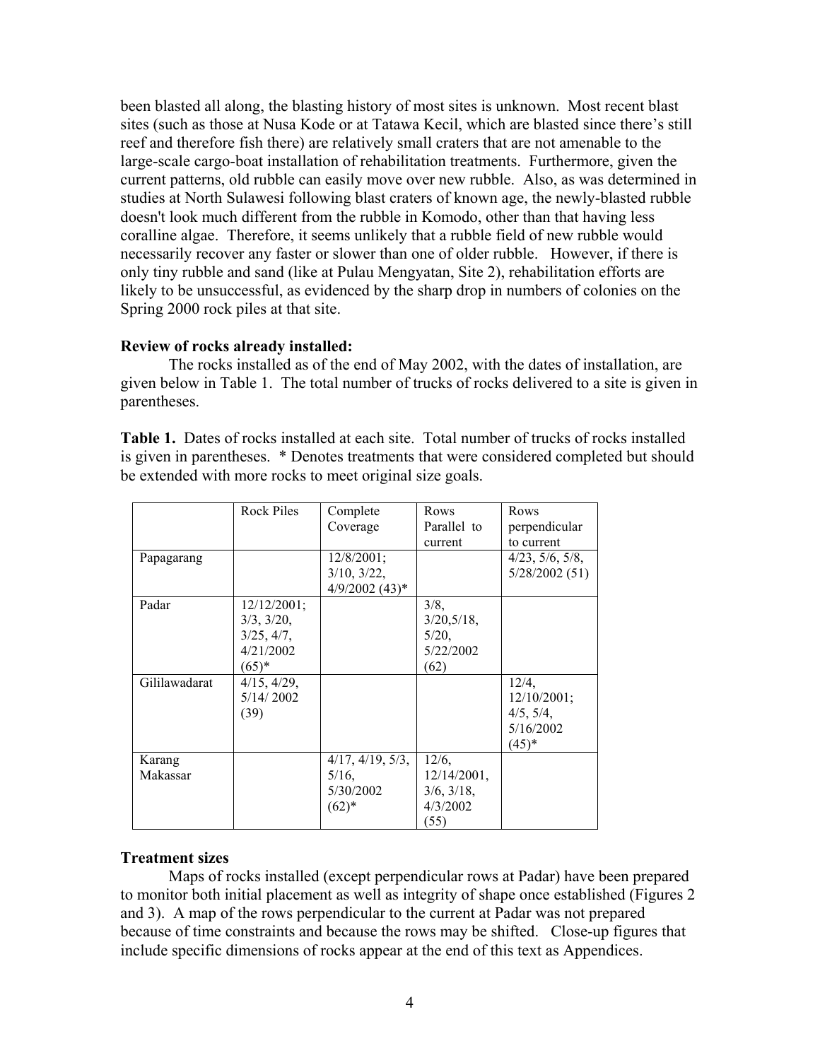been blasted all along, the blasting history of most sites is unknown. Most recent blast sites (such as those at Nusa Kode or at Tatawa Kecil, which are blasted since there's still reef and therefore fish there) are relatively small craters that are not amenable to the large-scale cargo-boat installation of rehabilitation treatments. Furthermore, given the current patterns, old rubble can easily move over new rubble. Also, as was determined in studies at North Sulawesi following blast craters of known age, the newly-blasted rubble doesn't look much different from the rubble in Komodo, other than that having less coralline algae. Therefore, it seems unlikely that a rubble field of new rubble would necessarily recover any faster or slower than one of older rubble. However, if there is only tiny rubble and sand (like at Pulau Mengyatan, Site 2), rehabilitation efforts are likely to be unsuccessful, as evidenced by the sharp drop in numbers of colonies on the Spring 2000 rock piles at that site.

**Review of rocks already installed:**

The rocks installed as of the end of May 2002, with the dates of installation, are given below in Table 1. The total number of trucks of rocks delivered to a site is given in parentheses.

**Table 1.** Dates of rocks installed at each site. Total number of trucks of rocks installed is given in parentheses. * Denotes treatments that were considered completed but should be extended with more rocks to meet original size goals.

| | Rock Piles | Complete Coverage | Rows Parallel to current | Rows perpendicular to current |
|---|---|---|---|---|
| Papagarang | | 12/8/2001; 3/10, 3/22, 4/9/2002 (43)* | | 4/23, 5/6, 5/8, 5/28/2002 (51) |
| Padar | 12/12/2001; 3/3, 3/20, 3/25, 4/7, 4/21/2002 (65)* | | 3/8, 3/20,5/18, 5/20, 5/22/2002 (62) | |
| Gililawadarat | 4/15, 4/29, 5/14/ 2002 (39) | | | 12/4, 12/10/2001; 4/5, 5/4, 5/16/2002 (45)* |
| Karang Makassar | | 4/17, 4/19, 5/3, 5/16, 5/30/2002 (62)* | 12/6, 12/14/2001, 3/6, 3/18, 4/3/2002 (55) | |

**Treatment sizes**

Maps of rocks installed (except perpendicular rows at Padar) have been prepared to monitor both initial placement as well as integrity of shape once established (Figures 2 and 3). A map of the rows perpendicular to the current at Padar was not prepared because of time constraints and because the rows may be shifted. Close-up figures that include specific dimensions of rocks appear at the end of this text as Appendices.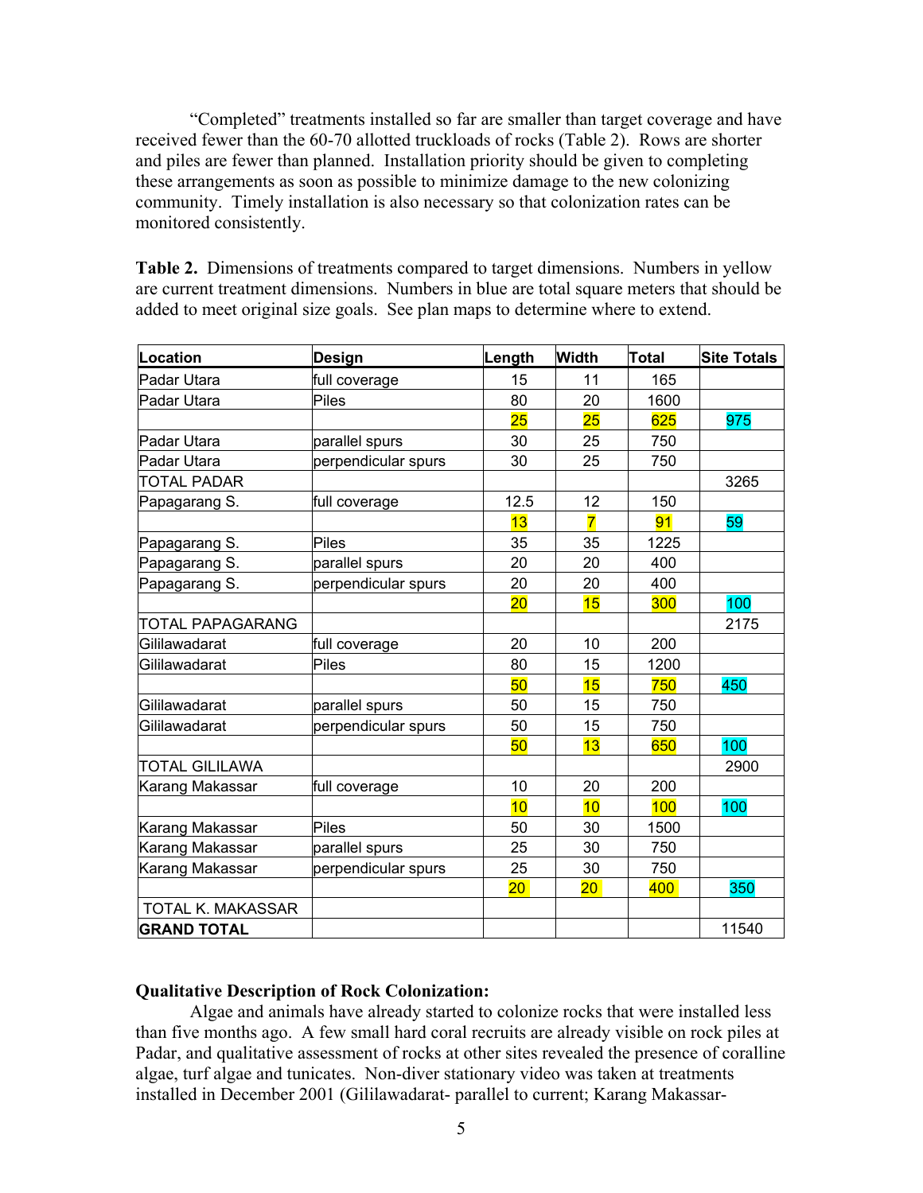"Completed" treatments installed so far are smaller than target coverage and have received fewer than the 60-70 allotted truckloads of rocks (Table 2). Rows are shorter and piles are fewer than planned. Installation priority should be given to completing these arrangements as soon as possible to minimize damage to the new colonizing community. Timely installation is also necessary so that colonization rates can be monitored consistently.

**Table 2.** Dimensions of treatments compared to target dimensions. Numbers in yellow are current treatment dimensions. Numbers in blue are total square meters that should be added to meet original size goals. See plan maps to determine where to extend.

| Location | Design | Length | Width | Total | Site Totals |
|---|---|---|---|---|---|
| Padar Utara | full coverage | 15 | 11 | 165 | |
| Padar Utara | Piles | 80 | 20 | 1600 | |
| | | 25 | 25 | 625 | 975 |
| Padar Utara | parallel spurs | 30 | 25 | 750 | |
| Padar Utara | perpendicular spurs | 30 | 25 | 750 | |
| TOTAL PADAR | | | | | 3265 |
| Papagarang S. | full coverage | 12.5 | 12 | 150 | |
| | | 13 | 7 | 91 | 59 |
| Papagarang S. | Piles | 35 | 35 | 1225 | |
| Papagarang S. | parallel spurs | 20 | 20 | 400 | |
| Papagarang S. | perpendicular spurs | 20 | 20 | 400 | |
| | | 20 | 15 | 300 | 100 |
| TOTAL PAPAGARANG | | | | | 2175 |
| Gililawadarat | full coverage | 20 | 10 | 200 | |
| Gililawadarat | Piles | 80 | 15 | 1200 | |
| | | 50 | 15 | 750 | 450 |
| Gililawadarat | parallel spurs | 50 | 15 | 750 | |
| Gililawadarat | perpendicular spurs | 50 | 15 | 750 | |
| | | 50 | 13 | 650 | 100 |
| TOTAL GILILAWA | | | | | 2900 |
| Karang Makassar | full coverage | 10 | 20 | 200 | |
| | | 10 | 10 | 100 | 100 |
| Karang Makassar | Piles | 50 | 30 | 1500 | |
| Karang Makassar | parallel spurs | 25 | 30 | 750 | |
| Karang Makassar | perpendicular spurs | 25 | 30 | 750 | |
| | | 20 | 20 | 400 | 350 |
| TOTAL K. MAKASSAR | | | | | |
| **GRAND TOTAL** | | | | | 11540 |

**Qualitative Description of Rock Colonization:**

Algae and animals have already started to colonize rocks that were installed less than five months ago. A few small hard coral recruits are already visible on rock piles at Padar, and qualitative assessment of rocks at other sites revealed the presence of coralline algae, turf algae and tunicates. Non-diver stationary video was taken at treatments installed in December 2001 (Gililawadarat- parallel to current; Karang Makassar-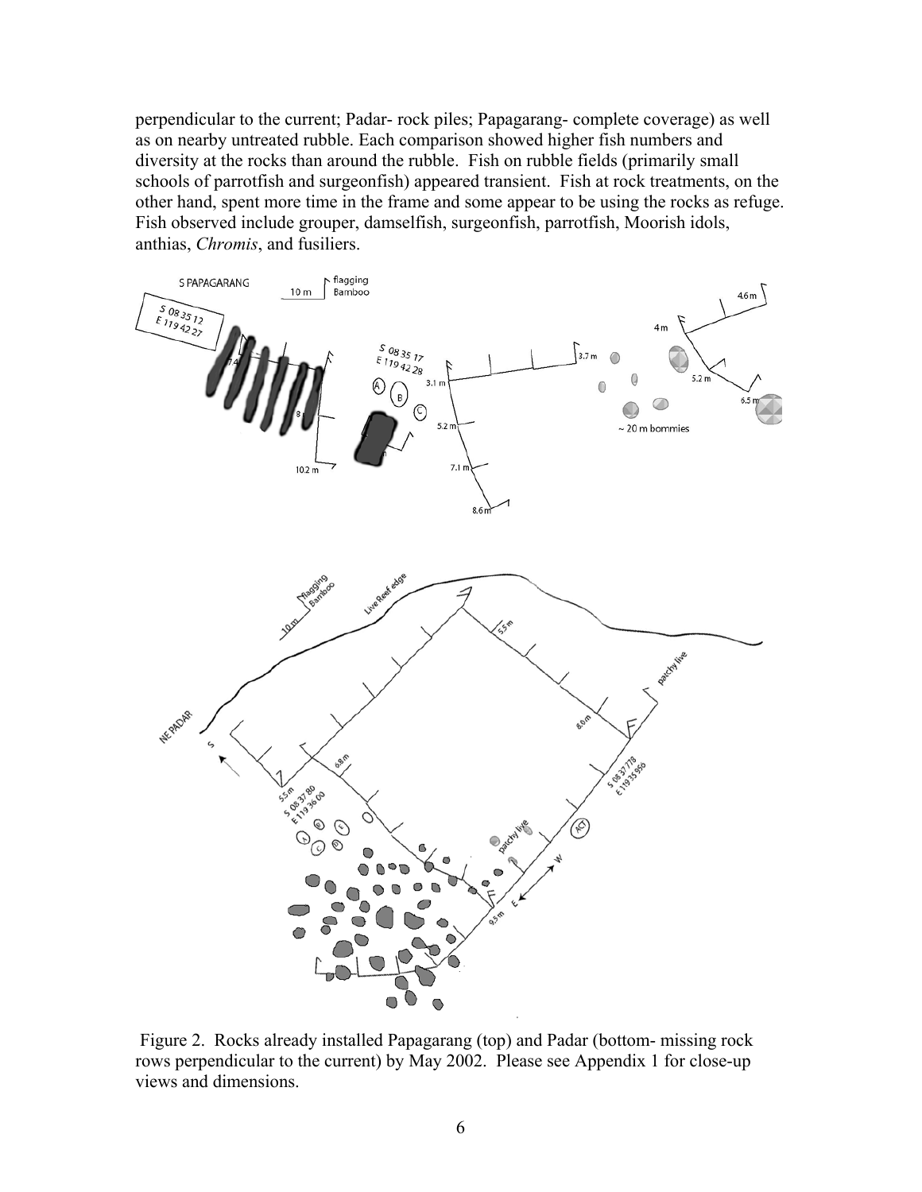perpendicular to the current; Padar- rock piles; Papagarang- complete coverage) as well as on nearby untreated rubble. Each comparison showed higher fish numbers and diversity at the rocks than around the rubble. Fish on rubble fields (primarily small schools of parrotfish and surgeonfish) appeared transient. Fish at rock treatments, on the other hand, spent more time in the frame and some appear to be using the rocks as refuge. Fish observed include grouper, damselfish, surgeonfish, parrotfish, Moorish idols, anthias, *Chromis*, and fusiliers.

Figure 2. Rocks already installed Papagarang (top) and Padar (bottom- missing rock rows perpendicular to the current) by May 2002. Please see Appendix 1 for close-up views and dimensions.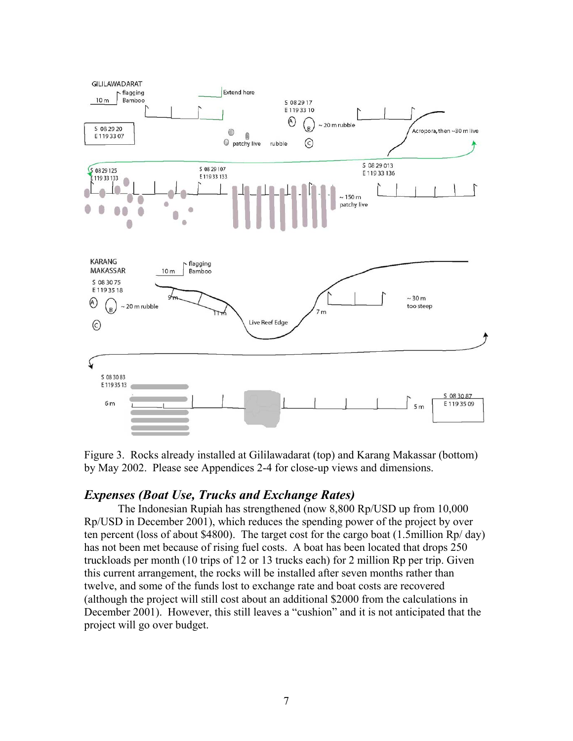Figure 3. Rocks already installed at Gililawadarat (top) and Karang Makassar (bottom) by May 2002. Please see Appendices 2-4 for close-up views and dimensions.

## *Expenses (Boat Use, Trucks and Exchange Rates)*

The Indonesian Rupiah has strengthened (now 8,800 Rp/USD up from 10,000 Rp/USD in December 2001), which reduces the spending power of the project by over ten percent (loss of about $4800). The target cost for the cargo boat (1.5million Rp/ day) has not been met because of rising fuel costs. A boat has been located that drops 250 truckloads per month (10 trips of 12 or 13 trucks each) for 2 million Rp per trip. Given this current arrangement, the rocks will be installed after seven months rather than twelve, and some of the funds lost to exchange rate and boat costs are recovered (although the project will still cost about an additional $2000 from the calculations in December 2001). However, this still leaves a "cushion" and it is not anticipated that the project will go over budget.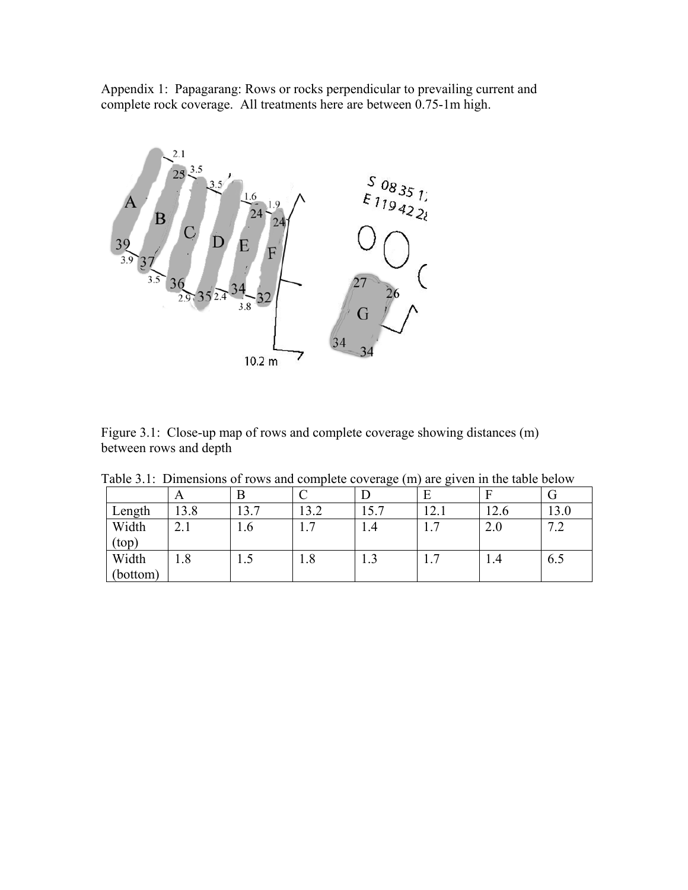Appendix 1: Papagarang: Rows or rocks perpendicular to prevailing current and complete rock coverage. All treatments here are between 0.75-1m high.

Figure 3.1: Close-up map of rows and complete coverage showing distances (m) between rows and depth

Table 3.1: Dimensions of rows and complete coverage (m) are given in the table below

| | A | B | C | D | E | F | G |
|---|---|---|---|---|---|---|---|
| Length | 13.8 | 13.7 | 13.2 | 15.7 | 12.1 | 12.6 | 13.0 |
| Width (top) | 2.1 | 1.6 | 1.7 | 1.4 | 1.7 | 2.0 | 7.2 |
| Width (bottom) | 1.8 | 1.5 | 1.8 | 1.3 | 1.7 | 1.4 | 6.5 |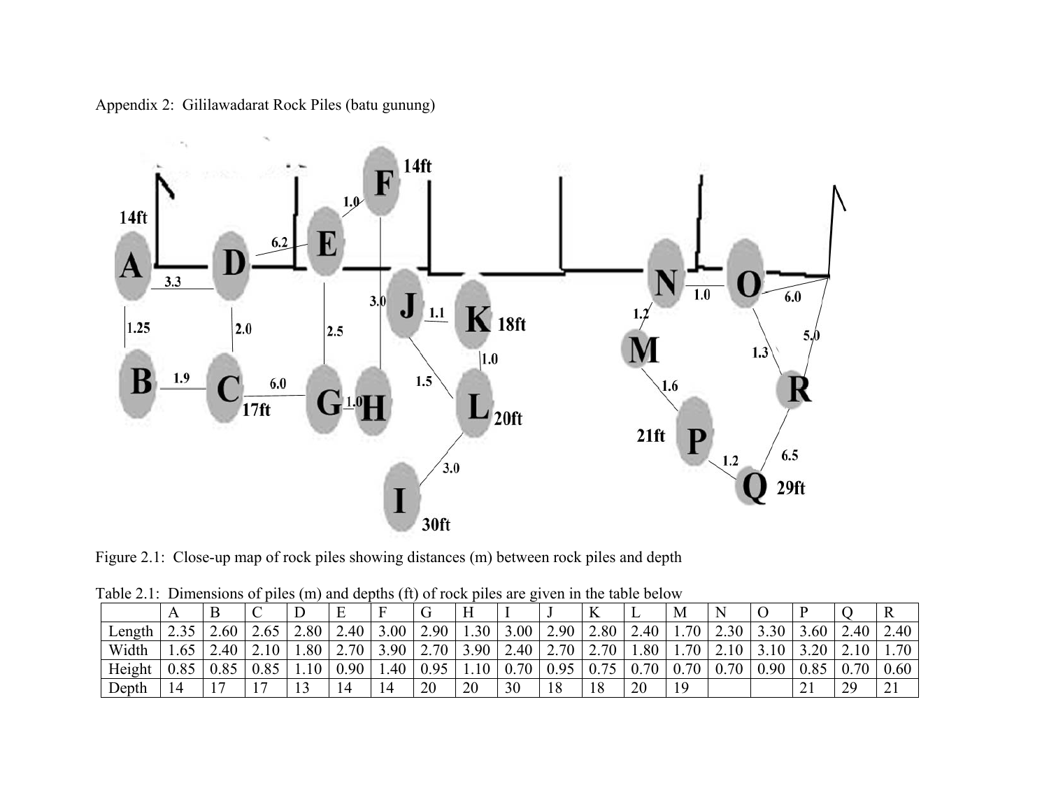Appendix 2: Gililawadarat Rock Piles (batu gunung)

Figure 2.1: Close-up map of rock piles showing distances (m) between rock piles and depth

Table 2.1: Dimensions of piles (m) and depths (ft) of rock piles are given in the table below

| | A | B | C | D | E | F | G | H | I | J | K | L | M | N | O | P | Q | R |
|---|---|---|---|---|---|---|---|---|---|---|---|---|---|---|---|---|---|---|
| Length | 2.35 | 2.60 | 2.65 | 2.80 | 2.40 | 3.00 | 2.90 | 1.30 | 3.00 | 2.90 | 2.80 | 2.40 | 1.70 | 2.30 | 3.30 | 3.60 | 2.40 | 2.40 |
| Width | 1.65 | 2.40 | 2.10 | 1.80 | 2.70 | 3.90 | 2.70 | 3.90 | 2.40 | 2.70 | 2.70 | 1.80 | 1.70 | 2.10 | 3.10 | 3.20 | 2.10 | 1.70 |
| Height | 0.85 | 0.85 | 0.85 | 1.10 | 0.90 | 1.40 | 0.95 | 1.10 | 0.70 | 0.95 | 0.75 | 0.70 | 0.70 | 0.70 | 0.90 | 0.85 | 0.70 | 0.60 |
| Depth | 14 | 17 | 17 | 13 | 14 | 14 | 20 | 20 | 30 | 18 | 18 | 20 | 19 | | | 21 | 29 | 21 |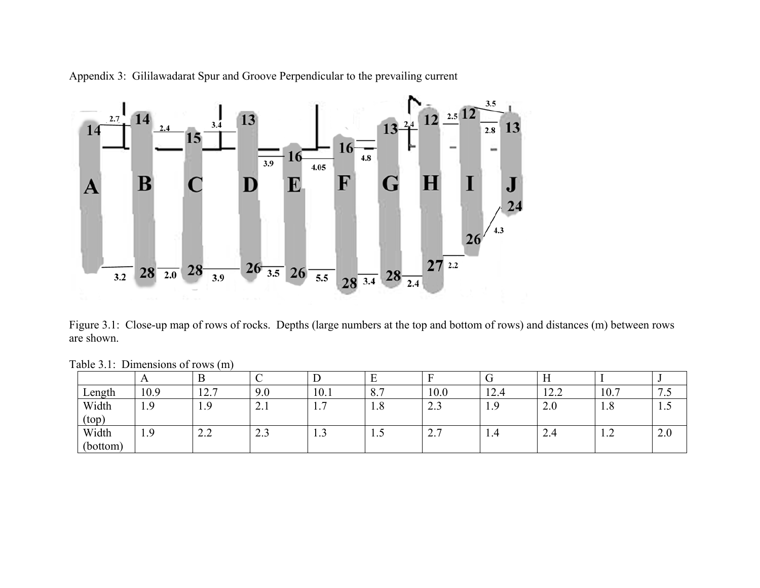Appendix 3: Gililawadarat Spur and Groove Perpendicular to the prevailing current

Figure 3.1: Close-up map of rows of rocks. Depths (large numbers at the top and bottom of rows) and distances (m) between rows are shown.

Table 3.1: Dimensions of rows (m)

| | A | B | C | D | E | F | G | H | I | J |
|---|---|---|---|---|---|---|---|---|---|---|
| Length | 10.9 | 12.7 | 9.0 | 10.1 | 8.7 | 10.0 | 12.4 | 12.2 | 10.7 | 7.5 |
| Width (top) | 1.9 | 1.9 | 2.1 | 1.7 | 1.8 | 2.3 | 1.9 | 2.0 | 1.8 | 1.5 |
| Width (bottom) | 1.9 | 2.2 | 2.3 | 1.3 | 1.5 | 2.7 | 1.4 | 2.4 | 1.2 | 2.0 |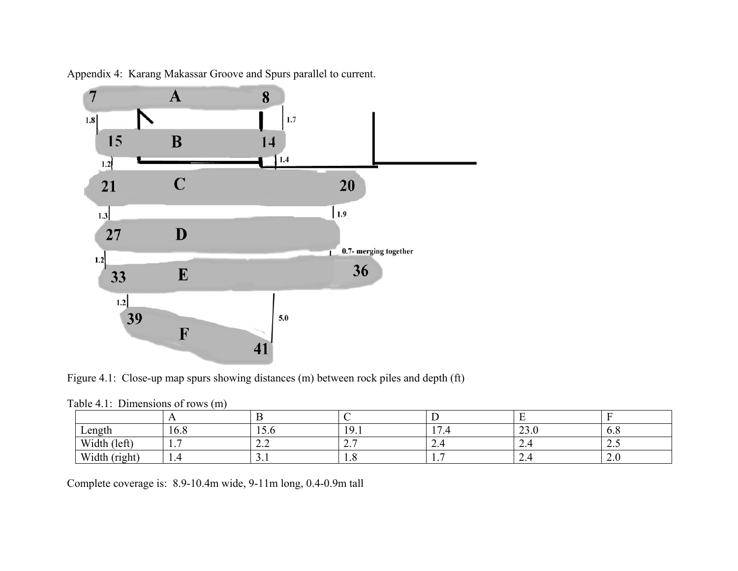Appendix 4: Karang Makassar Groove and Spurs parallel to current.

7 A 8

1.8 1.7

15 B 14

1.2 1.4

21 C 20

1.3 1.9

27 D

1.2 0.7- merging together

33 E 36

1.2 5.0

39 F 41

Figure 4.1: Close-up map spurs showing distances (m) between rock piles and depth (ft)

Table 4.1: Dimensions of rows (m)

| | A | B | C | D | E | F |
|---|---|---|---|---|---|---|
| Length | 16.8 | 15.6 | 19.1 | 17.4 | 23.0 | 6.8 |
| Width (left) | 1.7 | 2.2 | 2.7 | 2.4 | 2.4 | 2.5 |
| Width (right) | 1.4 | 3.1 | 1.8 | 1.7 | 2.4 | 2.0 |

Complete coverage is: 8.9-10.4m wide, 9-11m long, 0.4-0.9m tall